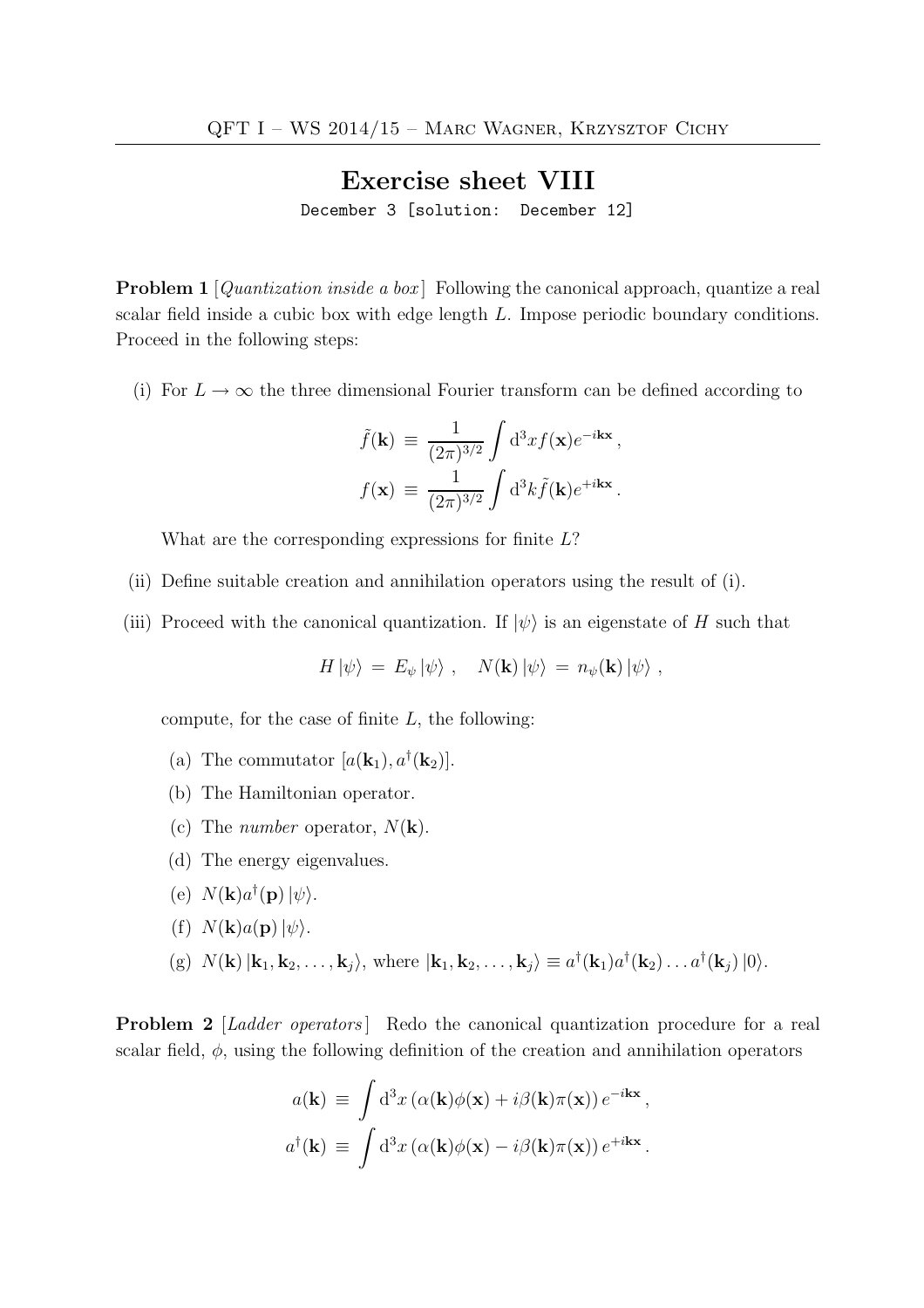# Exercise sheet VIII

December 3 [solution: December 12]

**Problem 1** [*Quantization inside a box*] Following the canonical approach, quantize a real scalar field inside a cubic box with edge length $L$. Impose periodic boundary conditions. Proceed in the following steps:

(i) For $L \to \infty$ the three dimensional Fourier transform can be defined according to

$$\tilde{f}(\mathbf{k}) \equiv \frac{1}{(2\pi)^{3/2}} \int d^3x f(\mathbf{x}) e^{-i\mathbf{k}\mathbf{x}},$$

$$f(\mathbf{x}) \equiv \frac{1}{(2\pi)^{3/2}} \int d^3k \tilde{f}(\mathbf{k}) e^{+i\mathbf{k}\mathbf{x}}.$$

What are the corresponding expressions for finite $L$?

(ii) Define suitable creation and annihilation operators using the result of (i).

(iii) Proceed with the canonical quantization. If $|\psi\rangle$ is an eigenstate of $H$ such that

$$H |\psi\rangle = E_\psi |\psi\rangle, \quad N(\mathbf{k}) |\psi\rangle = n_\psi(\mathbf{k}) |\psi\rangle,$$

compute, for the case of finite $L$, the following:

(a) The commutator $[a(\mathbf{k}_1), a^\dagger(\mathbf{k}_2)]$.

(b) The Hamiltonian operator.

(c) The *number* operator, $N(\mathbf{k})$.

(d) The energy eigenvalues.

(e) $N(\mathbf{k}) a^\dagger(\mathbf{p}) |\psi\rangle$.

(f) $N(\mathbf{k}) a(\mathbf{p}) |\psi\rangle$.

(g) $N(\mathbf{k}) |\mathbf{k}_1, \mathbf{k}_2, \ldots, \mathbf{k}_j\rangle$, where $|\mathbf{k}_1, \mathbf{k}_2, \ldots, \mathbf{k}_j\rangle \equiv a^\dagger(\mathbf{k}_1) a^\dagger(\mathbf{k}_2) \ldots a^\dagger(\mathbf{k}_j) |0\rangle$.

**Problem 2** [*Ladder operators*] Redo the canonical quantization procedure for a real scalar field, $\phi$, using the following definition of the creation and annihilation operators

$$a(\mathbf{k}) \equiv \int d^3x \left(\alpha(\mathbf{k})\phi(\mathbf{x}) + i\beta(\mathbf{k})\pi(\mathbf{x})\right) e^{-i\mathbf{k}\mathbf{x}},$$

$$a^\dagger(\mathbf{k}) \equiv \int d^3x \left(\alpha(\mathbf{k})\phi(\mathbf{x}) - i\beta(\mathbf{k})\pi(\mathbf{x})\right) e^{+i\mathbf{k}\mathbf{x}}.$$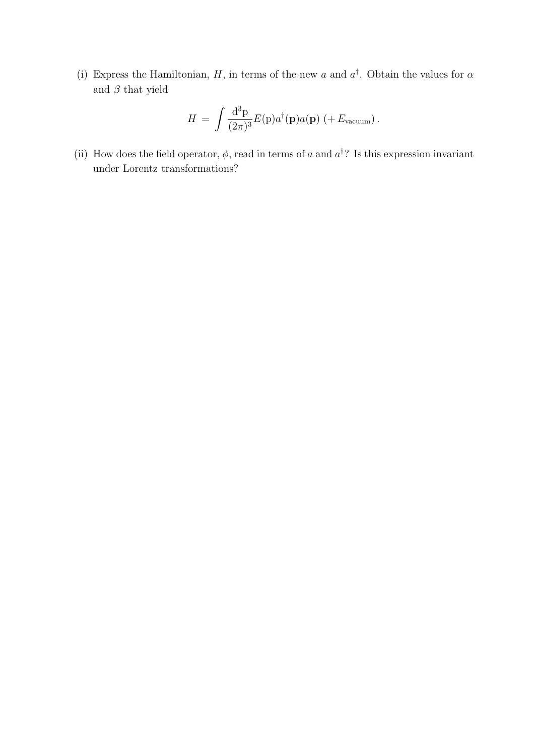(i) Express the Hamiltonian, $H$, in terms of the new $a$ and $a^\dagger$. Obtain the values for $\alpha$ and $\beta$ that yield

$$H \;=\; \int \frac{\mathrm{d}^3\mathrm{p}}{(2\pi)^3} E(\mathrm{p}) a^\dagger(\mathbf{p}) a(\mathbf{p}) \; (+ E_{\text{vacuum}}) \, .$$

(ii) How does the field operator, $\phi$, read in terms of $a$ and $a^\dagger$? Is this expression invariant under Lorentz transformations?